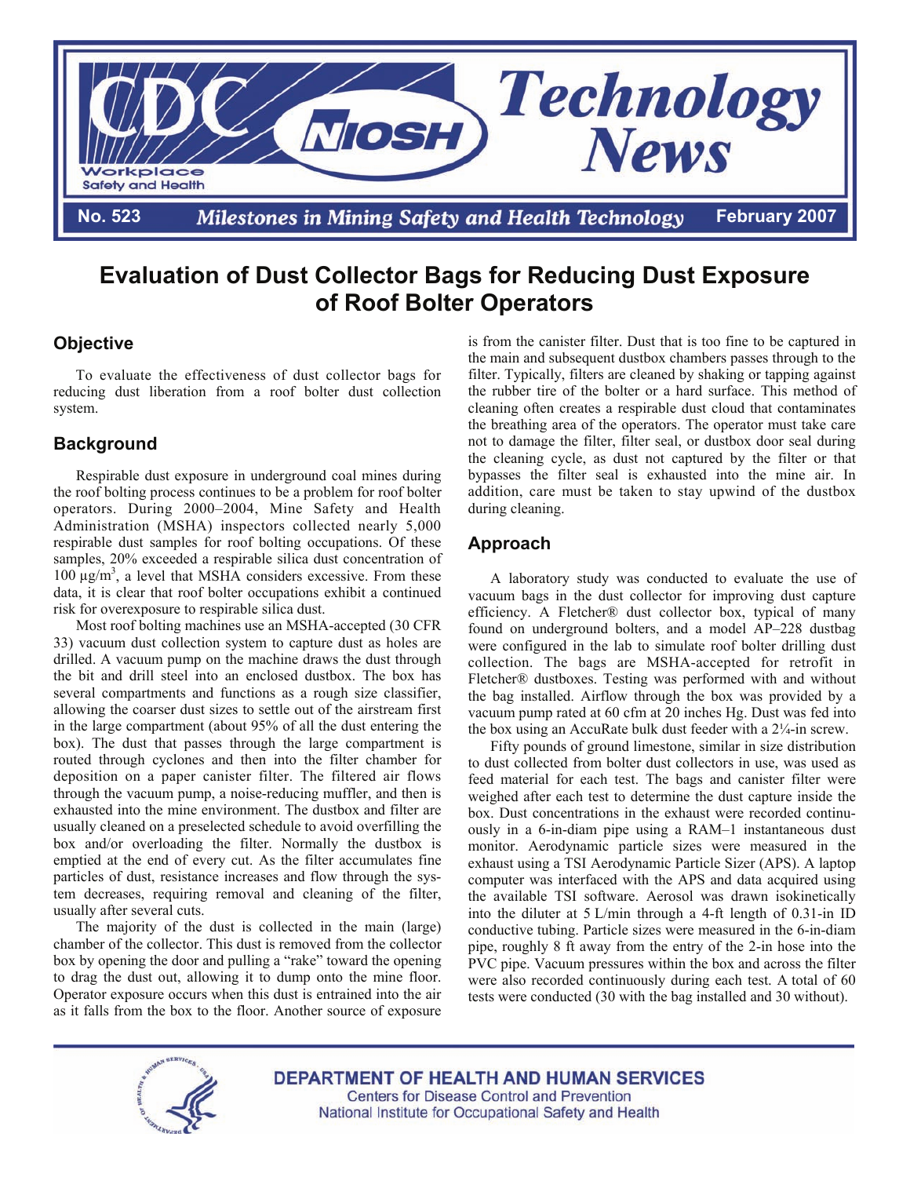# Technology News

**No. 523** *Milestones in Mining Safety and Health Technology* **February 2007**

## Evaluation of Dust Collector Bags for Reducing Dust Exposure of Roof Bolter Operators

### Objective

To evaluate the effectiveness of dust collector bags for reducing dust liberation from a roof bolter dust collection system.

### Background

Respirable dust exposure in underground coal mines during the roof bolting process continues to be a problem for roof bolter operators. During 2000–2004, Mine Safety and Health Administration (MSHA) inspectors collected nearly 5,000 respirable dust samples for roof bolting occupations. Of these samples, 20% exceeded a respirable silica dust concentration of 100 μg/m$^3$, a level that MSHA considers excessive. From these data, it is clear that roof bolter occupations exhibit a continued risk for overexposure to respirable silica dust.

Most roof bolting machines use an MSHA-accepted (30 CFR 33) vacuum dust collection system to capture dust as holes are drilled. A vacuum pump on the machine draws the dust through the bit and drill steel into an enclosed dustbox. The box has several compartments and functions as a rough size classifier, allowing the coarser dust sizes to settle out of the airstream first in the large compartment (about 95% of all the dust entering the box). The dust that passes through the large compartment is routed through cyclones and then into the filter chamber for deposition on a paper canister filter. The filtered air flows through the vacuum pump, a noise-reducing muffler, and then is exhausted into the mine environment. The dustbox and filter are usually cleaned on a preselected schedule to avoid overfilling the box and/or overloading the filter. Normally the dustbox is emptied at the end of every cut. As the filter accumulates fine particles of dust, resistance increases and flow through the system decreases, requiring removal and cleaning of the filter, usually after several cuts.

The majority of the dust is collected in the main (large) chamber of the collector. This dust is removed from the collector box by opening the door and pulling a "rake" toward the opening to drag the dust out, allowing it to dump onto the mine floor. Operator exposure occurs when this dust is entrained into the air as it falls from the box to the floor. Another source of exposure is from the canister filter. Dust that is too fine to be captured in the main and subsequent dustbox chambers passes through to the filter. Typically, filters are cleaned by shaking or tapping against the rubber tire of the bolter or a hard surface. This method of cleaning often creates a respirable dust cloud that contaminates the breathing area of the operators. The operator must take care not to damage the filter, filter seal, or dustbox door seal during the cleaning cycle, as dust not captured by the filter or that bypasses the filter seal is exhausted into the mine air. In addition, care must be taken to stay upwind of the dustbox during cleaning.

### Approach

A laboratory study was conducted to evaluate the use of vacuum bags in the dust collector for improving dust capture efficiency. A Fletcher® dust collector box, typical of many found on underground bolters, and a model AP–228 dustbag were configured in the lab to simulate roof bolter drilling dust collection. The bags are MSHA-accepted for retrofit in Fletcher® dustboxes. Testing was performed with and without the bag installed. Airflow through the box was provided by a vacuum pump rated at 60 cfm at 20 inches Hg. Dust was fed into the box using an AccuRate bulk dust feeder with a 2¼-in screw.

Fifty pounds of ground limestone, similar in size distribution to dust collected from bolter dust collectors in use, was used as feed material for each test. The bags and canister filter were weighed after each test to determine the dust capture inside the box. Dust concentrations in the exhaust were recorded continuously in a 6-in-diam pipe using a RAM–1 instantaneous dust monitor. Aerodynamic particle sizes were measured in the exhaust using a TSI Aerodynamic Particle Sizer (APS). A laptop computer was interfaced with the APS and data acquired using the available TSI software. Aerosol was drawn isokinetically into the diluter at 5 L/min through a 4-ft length of 0.31-in ID conductive tubing. Particle sizes were measured in the 6-in-diam pipe, roughly 8 ft away from the entry of the 2-in hose into the PVC pipe. Vacuum pressures within the box and across the filter were also recorded continuously during each test. A total of 60 tests were conducted (30 with the bag installed and 30 without).

DEPARTMENT OF HEALTH AND HUMAN SERVICES
Centers for Disease Control and Prevention
National Institute for Occupational Safety and Health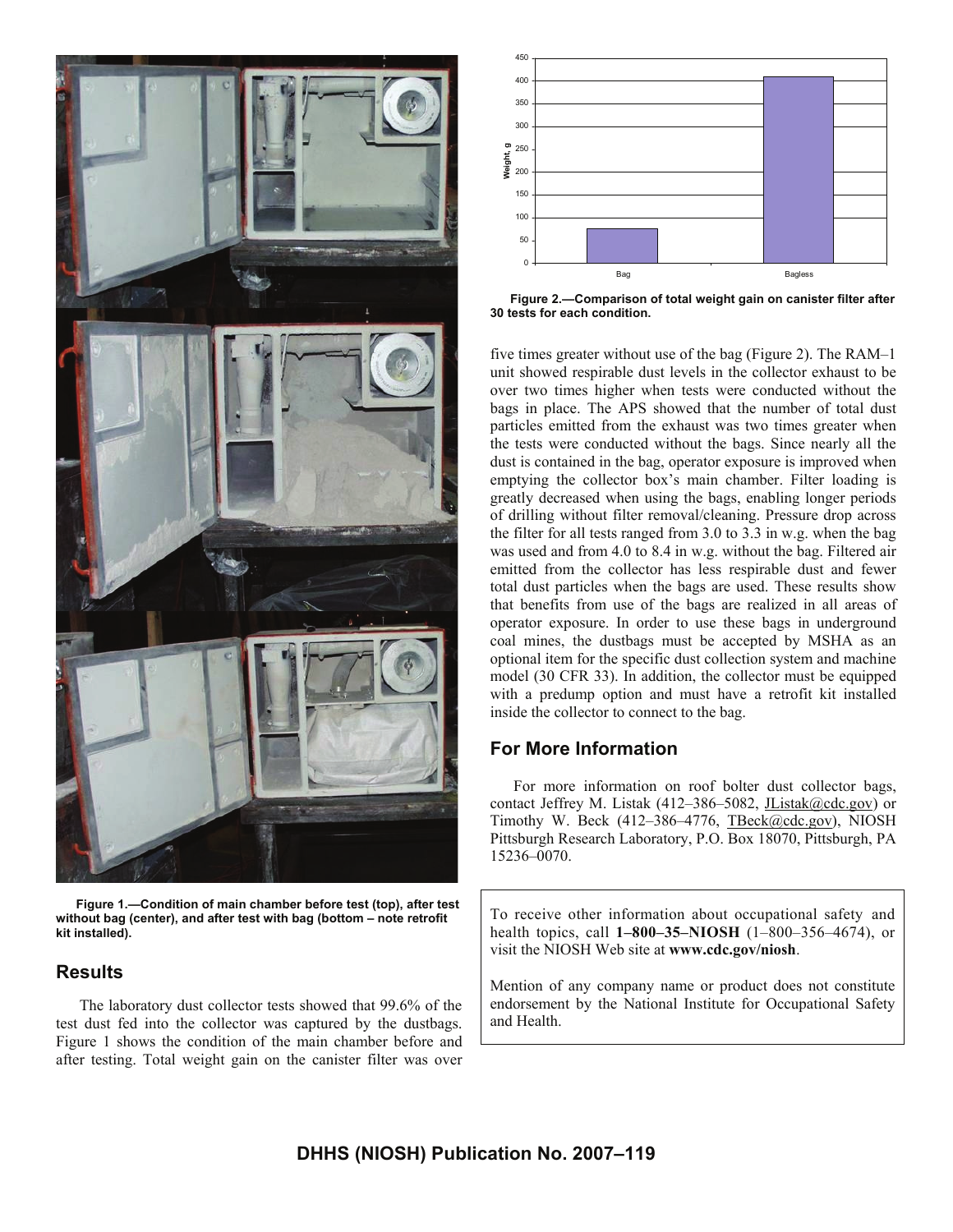Figure 1.—Condition of main chamber before test (top), after test without bag (center), and after test with bag (bottom – note retrofit kit installed).

## Results

The laboratory dust collector tests showed that 99.6% of the test dust fed into the collector was captured by the dustbags. Figure 1 shows the condition of the main chamber before and after testing. Total weight gain on the canister filter was over five times greater without use of the bag (Figure 2). The RAM–1 unit showed respirable dust levels in the collector exhaust to be over two times higher when tests were conducted without the bags in place. The APS showed that the number of total dust particles emitted from the exhaust was two times greater when the tests were conducted without the bags. Since nearly all the dust is contained in the bag, operator exposure is improved when emptying the collector box's main chamber. Filter loading is greatly decreased when using the bags, enabling longer periods of drilling without filter removal/cleaning. Pressure drop across the filter for all tests ranged from 3.0 to 3.3 in w.g. when the bag was used and from 4.0 to 8.4 in w.g. without the bag. Filtered air emitted from the collector has less respirable dust and fewer total dust particles when the bags are used. These results show that benefits from use of the bags are realized in all areas of operator exposure. In order to use these bags in underground coal mines, the dustbags must be accepted by MSHA as an optional item for the specific dust collection system and machine model (30 CFR 33). In addition, the collector must be equipped with a predump option and must have a retrofit kit installed inside the collector to connect to the bag.

Weight, g
0
50
100
150
200
250
300
350
400
450
Bag
Bagless

Figure 2.—Comparison of total weight gain on canister filter after 30 tests for each condition.

## For More Information

For more information on roof bolter dust collector bags, contact Jeffrey M. Listak (412–386–5082, JListak@cdc.gov) or Timothy W. Beck (412–386–4776, TBeck@cdc.gov), NIOSH Pittsburgh Research Laboratory, P.O. Box 18070, Pittsburgh, PA 15236–0070.

To receive other information about occupational safety and health topics, call **1–800–35–NIOSH** (1–800–356–4674), or visit the NIOSH Web site at **www.cdc.gov/niosh**.

Mention of any company name or product does not constitute endorsement by the National Institute for Occupational Safety and Health.

**DHHS (NIOSH) Publication No. 2007–119**